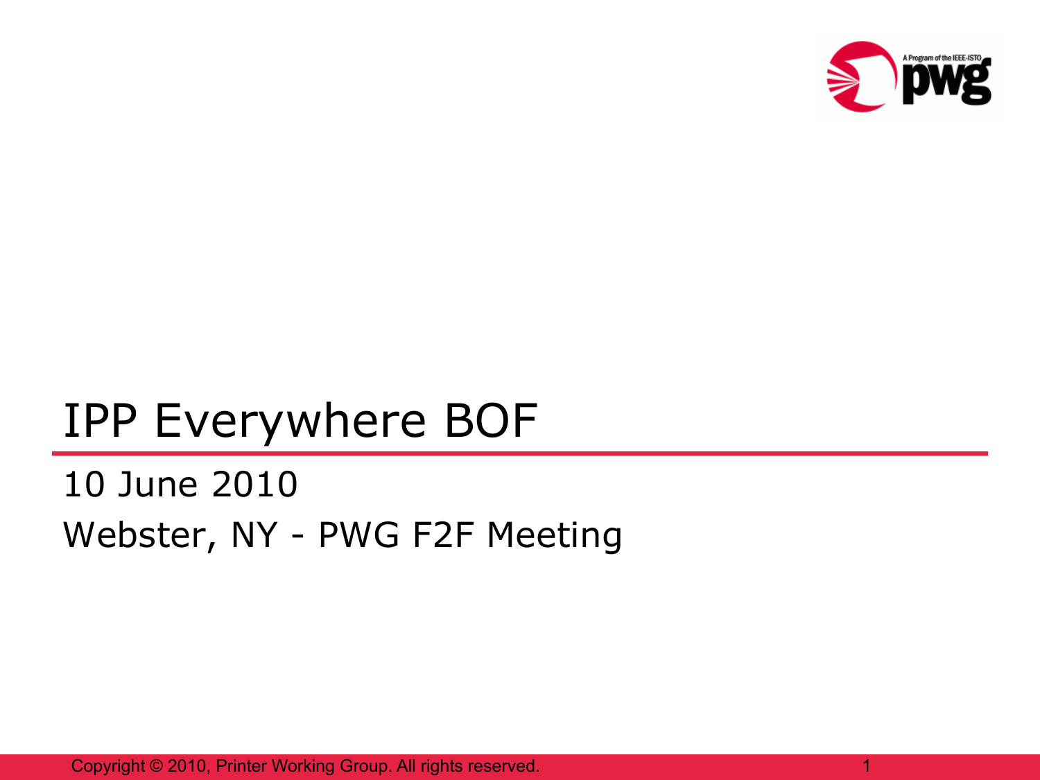# IPP Everywhere BOF

10 June 2010

Webster, NY - PWG F2F Meeting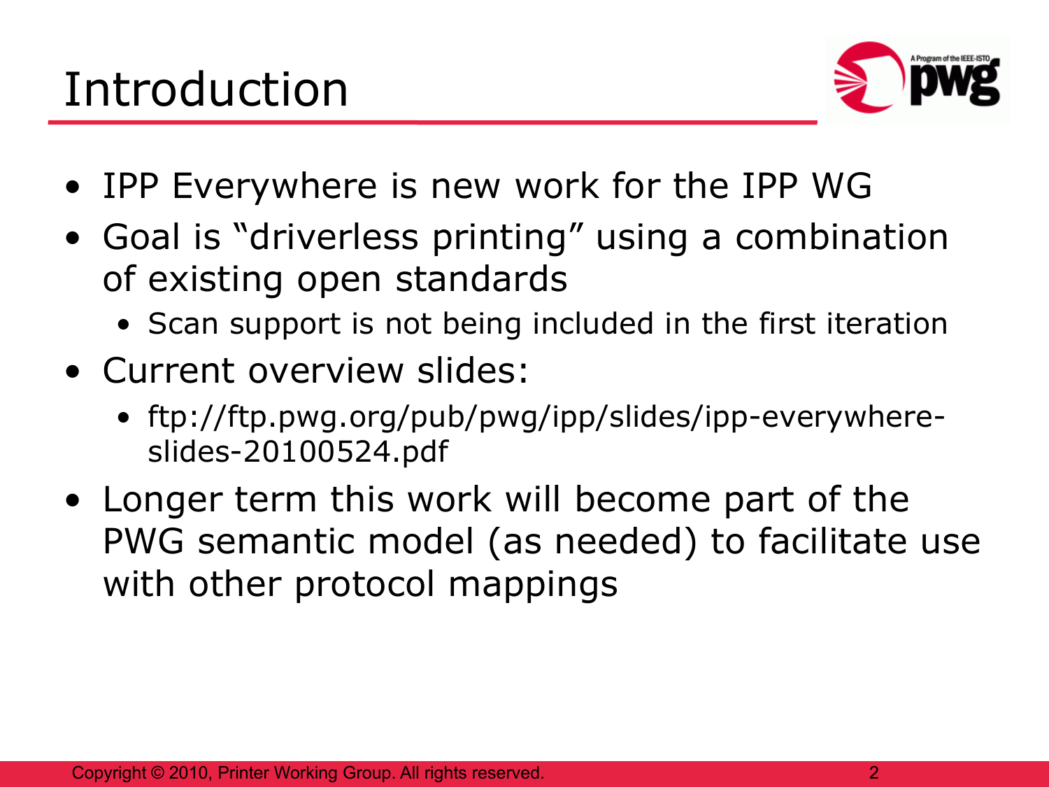# Introduction

- IPP Everywhere is new work for the IPP WG
- Goal is "driverless printing" using a combination of existing open standards
  - Scan support is not being included in the first iteration
- Current overview slides:
  - ftp://ftp.pwg.org/pub/pwg/ipp/slides/ipp-everywhere-slides-20100524.pdf
- Longer term this work will become part of the PWG semantic model (as needed) to facilitate use with other protocol mappings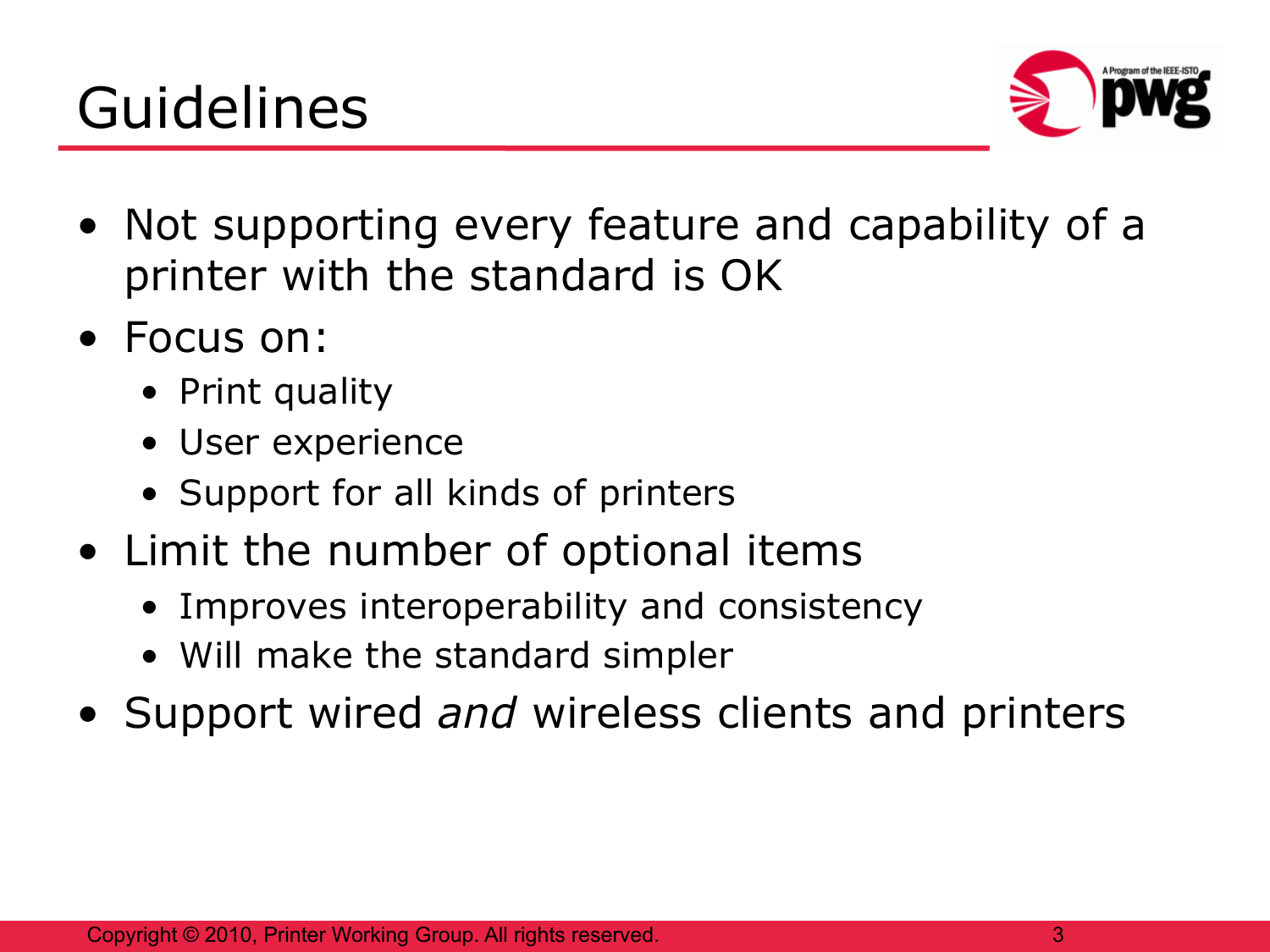# Guidelines

- Not supporting every feature and capability of a printer with the standard is OK
- Focus on:
  - Print quality
  - User experience
  - Support for all kinds of printers
- Limit the number of optional items
  - Improves interoperability and consistency
  - Will make the standard simpler
- Support wired *and* wireless clients and printers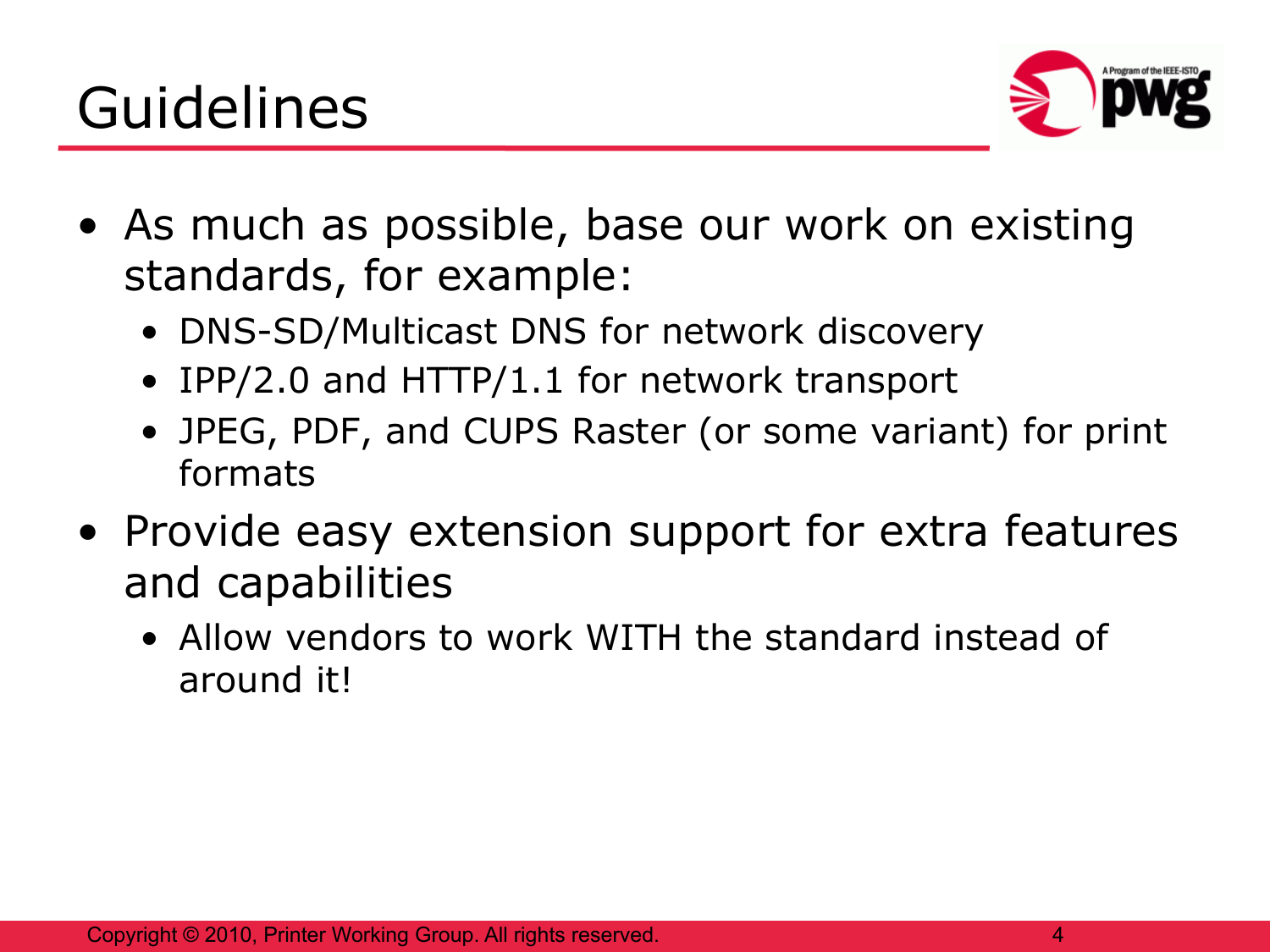# Guidelines

- As much as possible, base our work on existing standards, for example:
  - DNS-SD/Multicast DNS for network discovery
  - IPP/2.0 and HTTP/1.1 for network transport
  - JPEG, PDF, and CUPS Raster (or some variant) for print formats
- Provide easy extension support for extra features and capabilities
  - Allow vendors to work WITH the standard instead of around it!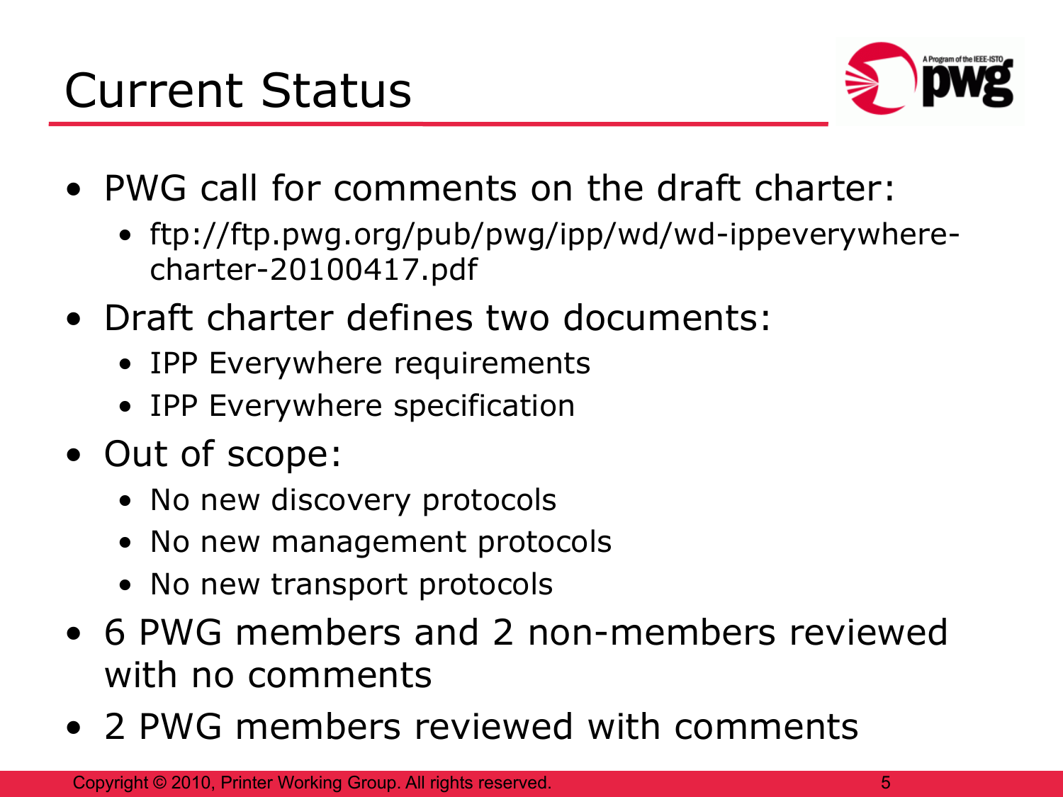# Current Status

- PWG call for comments on the draft charter:
  - ftp://ftp.pwg.org/pub/pwg/ipp/wd/wd-ippeverywhere-charter-20100417.pdf
- Draft charter defines two documents:
  - IPP Everywhere requirements
  - IPP Everywhere specification
- Out of scope:
  - No new discovery protocols
  - No new management protocols
  - No new transport protocols
- 6 PWG members and 2 non-members reviewed with no comments
- 2 PWG members reviewed with comments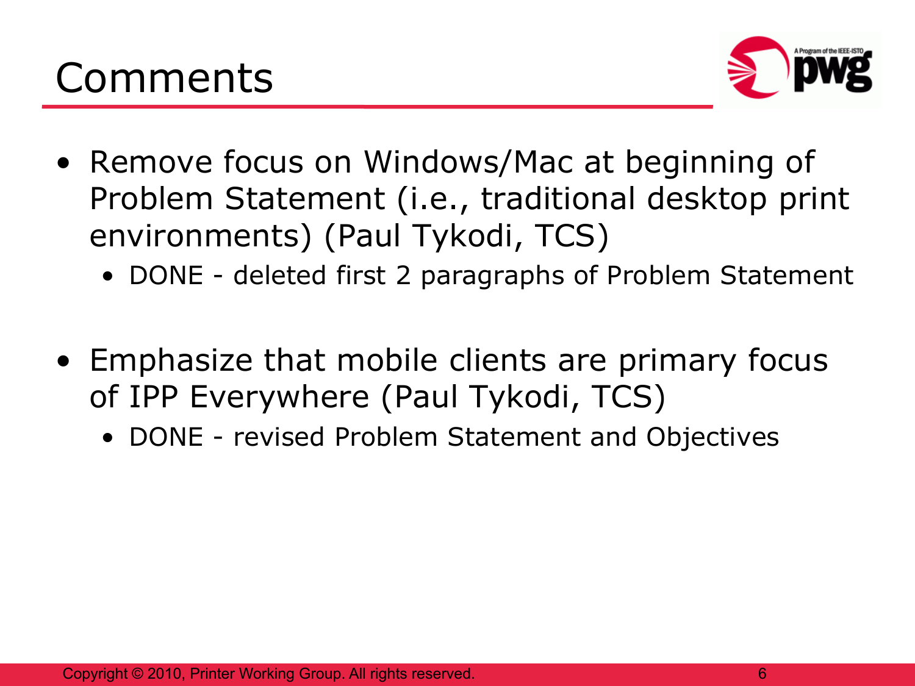# Comments

- Remove focus on Windows/Mac at beginning of Problem Statement (i.e., traditional desktop print environments) (Paul Tykodi, TCS)
  - DONE - deleted first 2 paragraphs of Problem Statement

- Emphasize that mobile clients are primary focus of IPP Everywhere (Paul Tykodi, TCS)
  - DONE - revised Problem Statement and Objectives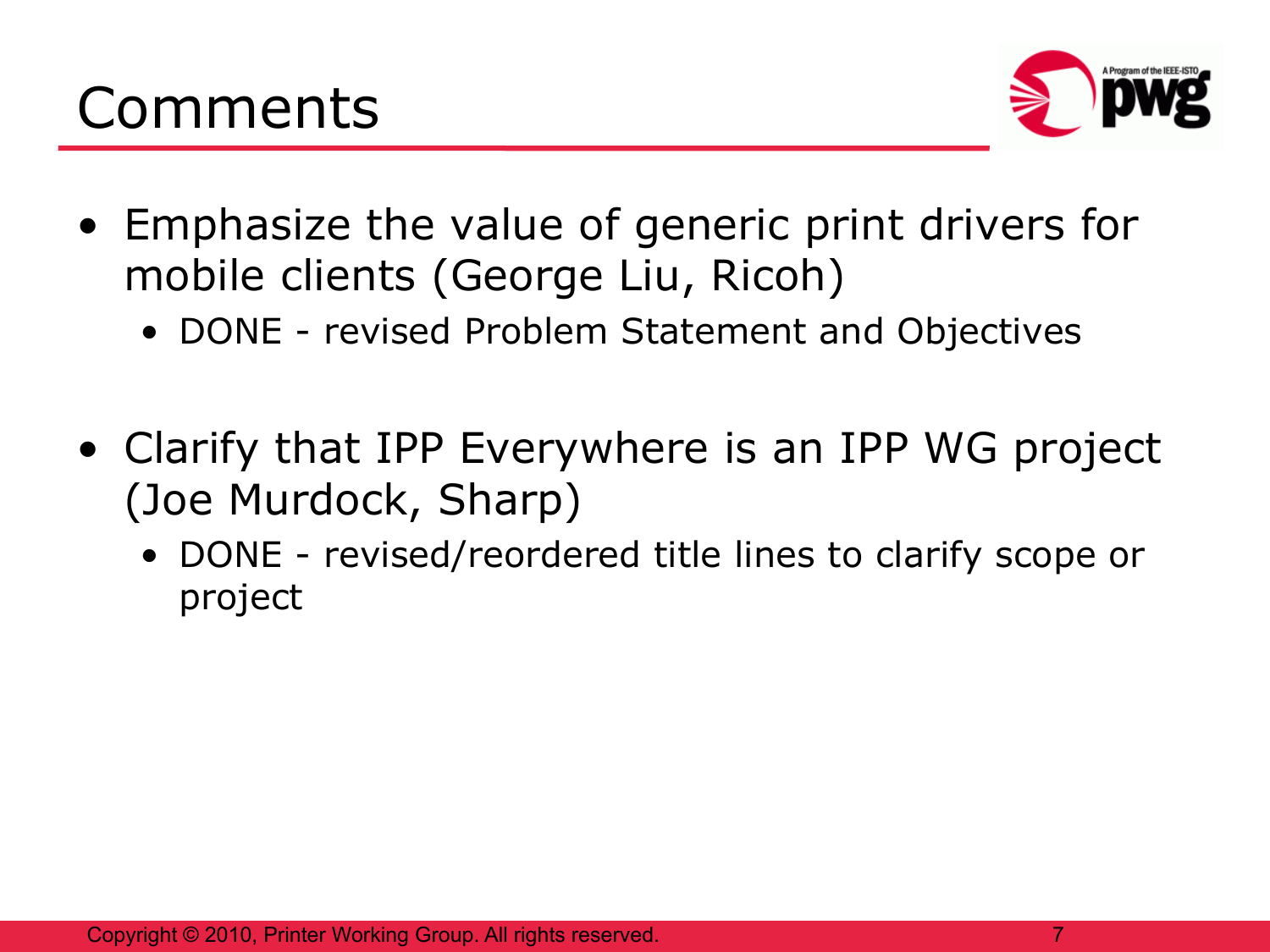# Comments

- Emphasize the value of generic print drivers for mobile clients (George Liu, Ricoh)
  - DONE - revised Problem Statement and Objectives

- Clarify that IPP Everywhere is an IPP WG project (Joe Murdock, Sharp)
  - DONE - revised/reordered title lines to clarify scope or project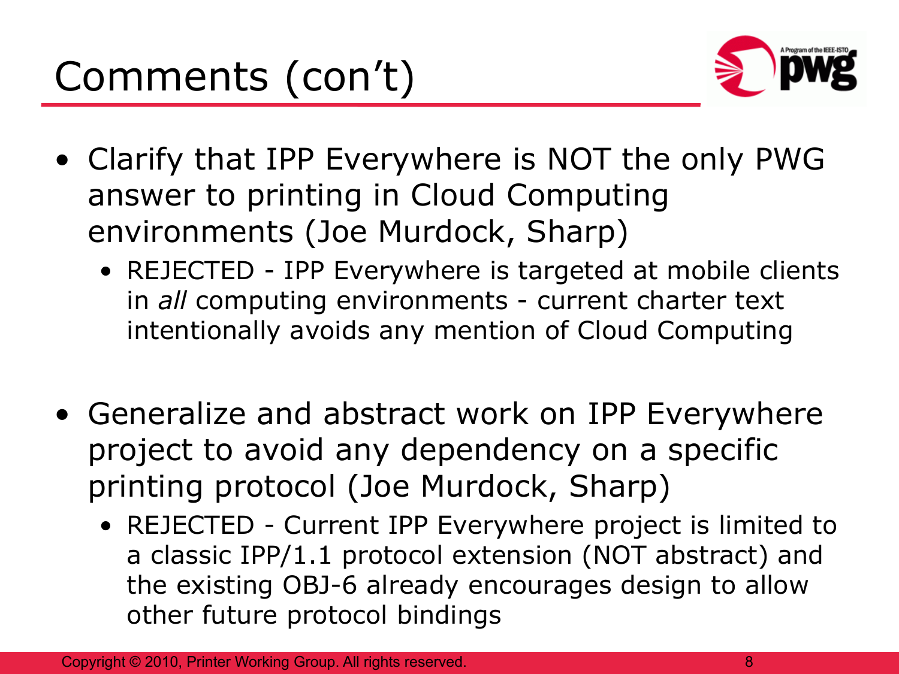# Comments (con't)

- Clarify that IPP Everywhere is NOT the only PWG answer to printing in Cloud Computing environments (Joe Murdock, Sharp)
  - REJECTED - IPP Everywhere is targeted at mobile clients in *all* computing environments - current charter text intentionally avoids any mention of Cloud Computing
- Generalize and abstract work on IPP Everywhere project to avoid any dependency on a specific printing protocol (Joe Murdock, Sharp)
  - REJECTED - Current IPP Everywhere project is limited to a classic IPP/1.1 protocol extension (NOT abstract) and the existing OBJ-6 already encourages design to allow other future protocol bindings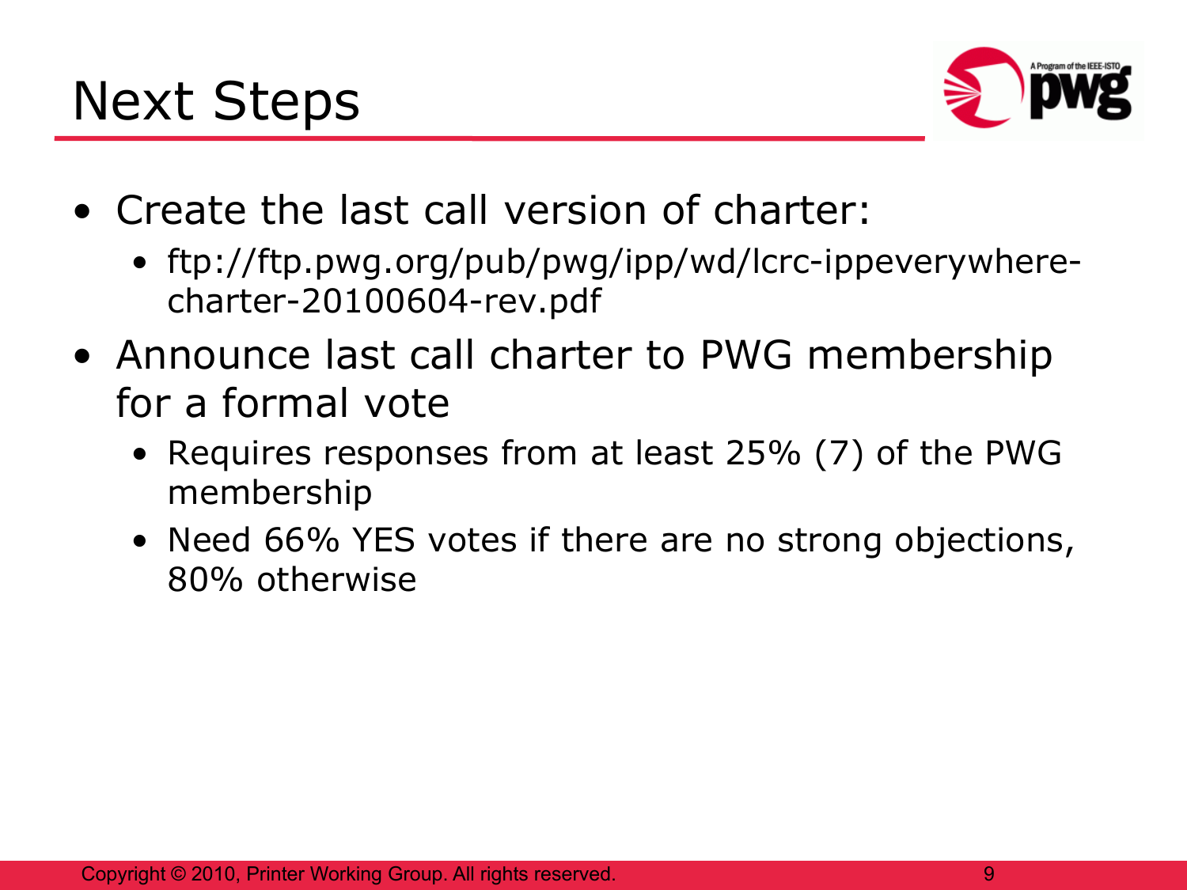# Next Steps

- Create the last call version of charter:
  - ftp://ftp.pwg.org/pub/pwg/ipp/wd/lcrc-ippeverywhere-charter-20100604-rev.pdf
- Announce last call charter to PWG membership for a formal vote
  - Requires responses from at least 25% (7) of the PWG membership
  - Need 66% YES votes if there are no strong objections, 80% otherwise

Copyright © 2010, Printer Working Group. All rights reserved.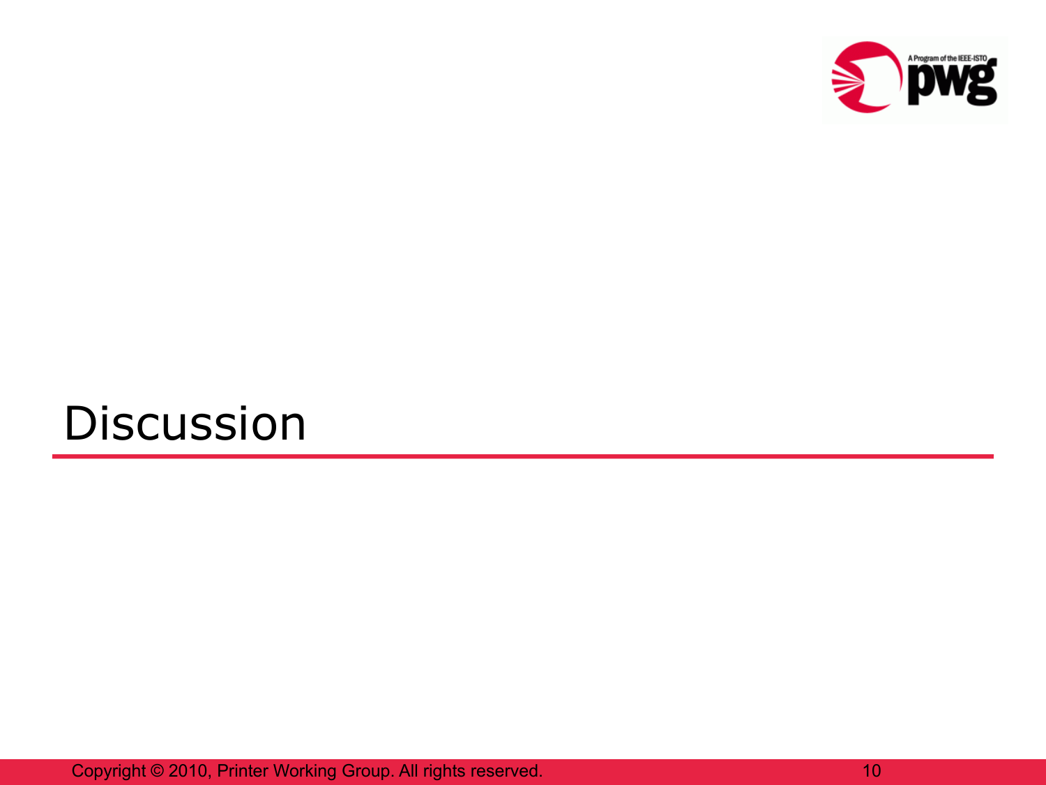# Discussion